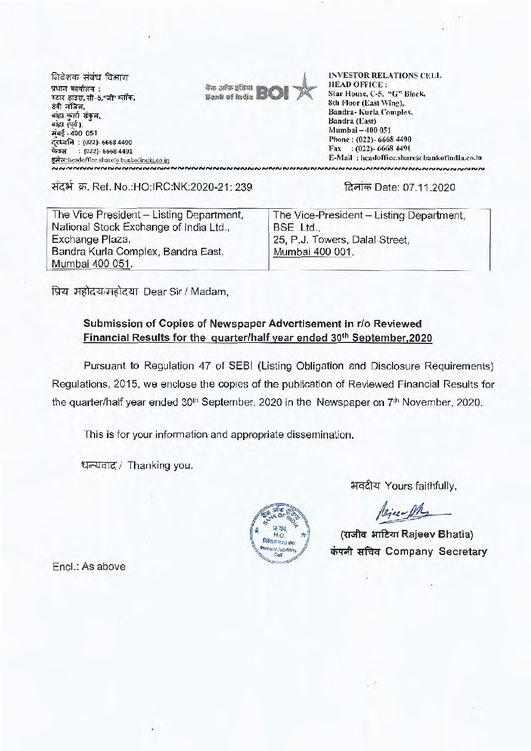निवेशक संबंध विभाग
प्रधान कार्यालय :
स्टार हाउस, सी-5,"जी" ब्लॉक,
8वी मंजिल,
बांद्रा कुर्ला संकुल,
बांद्रा (पूर्व),
मुंबई - 400 051
दूरध्वनि : (022)- 6668 4490
फेक्स : (022)- 6668 4491
इमेल:headoffice.share@bankofindia.co.in

बैंक ऑफ इंडिया Bank of India BOI

INVESTOR RELATIONS CELL
HEAD OFFICE :
Star House, C-5, "G" Block,
8th Floor (East Wing),
Bandra- Kurla Complex,
Bandra (East)
Mumbai – 400 051
Phone : (022)- 6668 4490
Fax : (022)- 6668 4491
E-Mail : headoffice.share@bankofindia.co.in

संदर्भ क्र. Ref. No.:HO:IRC:NK:2020-21: 239

दिनांक Date: 07.11.2020

| The Vice President – Listing Department, National Stock Exchange of India Ltd., Exchange Plaza, Bandra Kurla Complex, Bandra East, Mumbai 400 051. | The Vice-President – Listing Department, BSE Ltd., 25, P.J. Towers, Dalal Street, Mumbai 400 001. |
|---|---|

प्रिय महोदय/महोदया Dear Sir / Madam,

**Submission of Copies of Newspaper Advertisement in r/o Reviewed Financial Results for the quarter/half year ended 30th September,2020**

Pursuant to Regulation 47 of SEBI (Listing Obligation and Disclosure Requirements) Regulations, 2015, we enclose the copies of the publication of Reviewed Financial Results for the quarter/half year ended 30th September, 2020 in the Newspaper on 7th November, 2020.

This is for your information and appropriate dissemination.

धन्यवाद / Thanking you.

भवदीय Yours faithfully,

(राजीव भाटिया Rajeev Bhatia)
कंपनी सचिव Company Secretary

Encl.: As above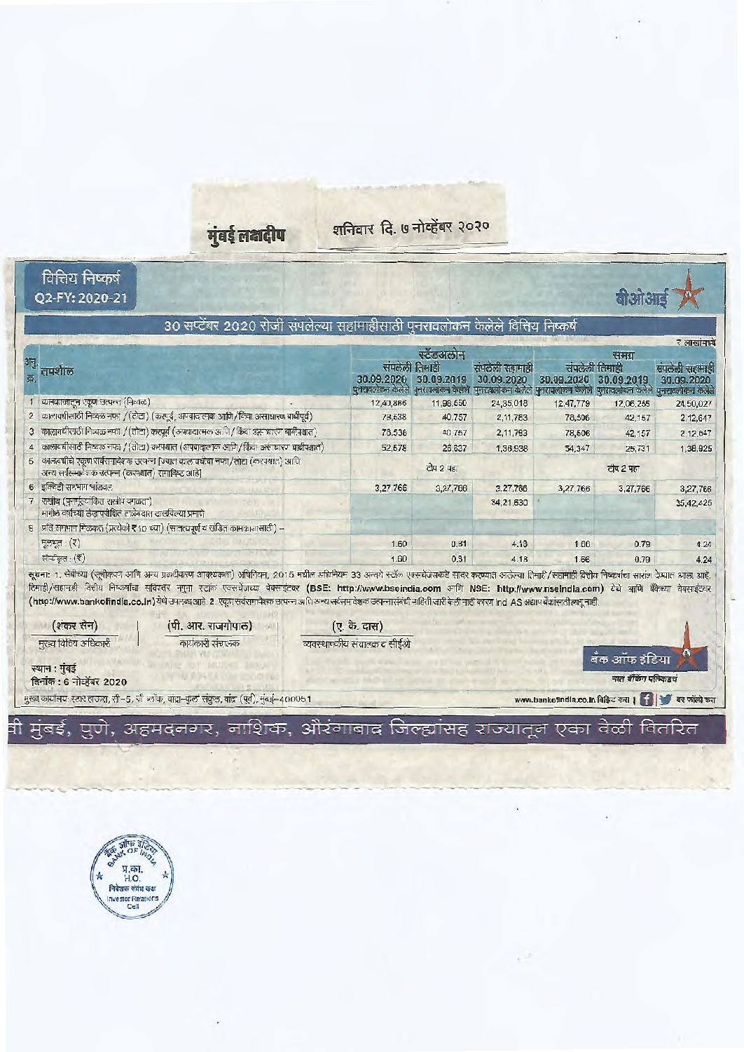मुंबई लक्षदीप

शनिवार दि. ७ नोव्हेंबर २०२०

## वित्तिय निष्कर्ष Q2-FY: 2020-21

बीओआई

### 30 सप्टेंबर 2020 रोजी संपलेल्या सहामाहीसाठी पुनरावलोकन केलेले वित्तिय निष्कर्ष

₹ लाखांमध्ये

| अनु. क्र. | तपशील | स्टँडअलोन | | | समग्र | | |
|---|---|---|---|---|---|---|---|
| | | संपलेली तिमाही | | संपलेली सहामाही | संपलेली तिमाही | | संपलेली सहामाही |
| | | 30.09.2020 पुनरावलोकन केलेले | 30.09.2019 पुनरावलोकन केलेले | 30.09.2020 पुनरावलोकन केलेले | 30.09.2020 पुनरावलोकन केलेले | 30.09.2019 पुनरावलोकन केलेले | 30.09.2020 पुनरावलोकन केलेले |
| 1 | कामकाजातून एकूण उत्पन्न (निव्वळ) | 12,40,866 | 11,96,650 | 24,35,018 | 12,47,779 | 12,06,265 | 24,50,027 |
| 2 | कालावधीसाठी निव्वळ नफा / (तोटा) (करपूर्व, अपवादात्मक आणि/किंवा असाधारण बाबींपूर्व) | 78,538 | 40,757 | 2,11,783 | 78,506 | 42,157 | 2,12,647 |
| 3 | कालावधीसाठी निव्वळ नफा / (तोटा) करपूर्व (अपवादात्मक आणि/ किंवा असाधारण बाबींपश्चात) | 78,538 | 40,757 | 2,11,783 | 78,506 | 42,157 | 2,12,647 |
| 4 | कालावधीसाठी निव्वळ नफा / (तोटा) करपश्चात (अपवादात्मक आणि/किंवा असाधारण बाबींपश्चात) | 52,578 | 26,637 | 1,36,938 | 54,347 | 25,731 | 1,38,925 |
| 5 | कालावधीचे एकूण सर्वसमावेशक उत्पन्न [ज्यात काल वधीचा नफा/तोटा (करपश्चात) आणि अन्य सर्वसमावेशक उत्पन्न (करपश्चात) समाविष्ट आहे] | टीप 2 पहा | | | टीप 2 पहा | | |
| 6 | इक्विटी समभाग भांडवल | 3,27,766 | 3,27,766 | 3,27,766 | 3,27,766 | 3,27,766 | 3,27,766 |
| 7 | राखीव (पुनर्मूल्यांकित राखीव वगळता) मागील वर्षाच्या लेखापरीक्षित ताळेबंदात दाखविल्या प्रमाणे | | | 34,21,630 | | | 35,42,425 |
| 8 | प्रति समभाग मिळकत (प्रत्येकी ₹10 च्या) (सातत्यपूर्ण व खंडित कामकाजासाठी) - | | | | | | |
| | मूलभूत : (₹) | 1.60 | 0.81 | 4.18 | 1.66 | 0.79 | 4.24 |
| | सौम्यकृत : (₹) | 1.60 | 0.81 | 4.18 | 1.66 | 0.79 | 4.24 |

सूचना: 1. सेबीच्या (सूचीकरण आणि अन्य प्रकटीकरण आवश्यकता) अधिनियम, 2015 मधील अधिनियम 33 अन्वये स्टॉक एक्सचेंजकडे सादर करण्यात आलेल्या तिमाही/सहामाही वित्तीय निष्कर्षांचा सारांश वरील प्रमाणे आहे. तिमाही/सहामाही वित्तीय निष्कर्षांचा सविस्तर नमुना स्टॉक एक्सचेंजच्या वेबसाईटवर (**BSE: http://www.bseindia.com** आणि **NSE: http://www.nseindia.com**) येथे आणि बँकेच्या वेबसाईटवर (http://www.bankofindia.co.in) येथे उपलब्ध आहे. 2. एकूण सर्वसमावेशक उत्पन्न आणि अन्य सर्वसमावेशक उत्पन्नासंबंधी माहिती जारी केली नाही कारण Ind AS अद्याप बँकांसाठी लागू नाही.

(शंकर सेन)
मुख्य वित्तिय अधिकारी

(पी. आर. राजगोपाल)
कार्यकारी संचालक

(ए. के. दास)
व्यवस्थापकीय संचालक व सीईओ

स्थान : मुंबई
दिनांक : 6 नोव्हेंबर 2020

बँक ऑफ इंडिया
नातं बँकिंग पलिकडचं

मुख्य कार्यालय: स्टार हाऊस, सी-5, जी ब्लॉक, वांद्रा-कुर्ला संकुल, वांद्रे (पूर्व), मुंबई-400051

www.bankofindia.co.in विझिट करा | बर फॉलो करा

वी मुंबई, पुणे, अहमदनगर, नाशिक, औरंगाबाद जिल्ह्यांसह राज्यातून एका वेळी वितरित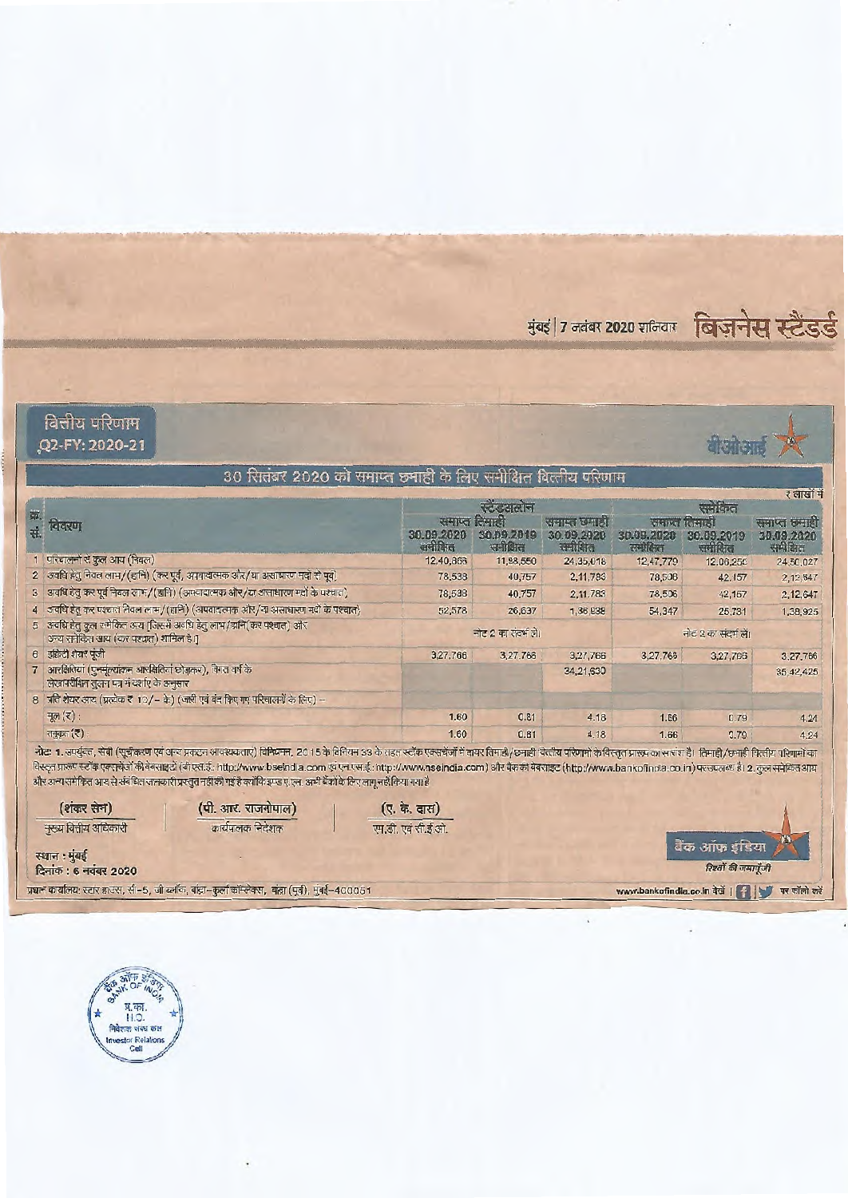मुंबई | 7 नवंबर 2020 शनिवार बिज़नेस स्टैंडर्ड

## वित्तीय परिणाम Q2-FY: 2020-21

बीओआई

### 30 सितंबर 2020 को समाप्त छमाही के लिए समीक्षित वित्तीय परिणाम

₹ लाखों में

| क्र. सं. | विवरण | स्टैंडअलोन | | | समेकित | | |
|---|---|---|---|---|---|---|---|
| | | समाप्त तिमाही | | समाप्त छमाही | समाप्त तिमाही | | समाप्त छमाही |
| | | 30.09.2020 समीक्षित | 30.09.2019 समीक्षित | 30.09.2020 समीक्षित | 30.09.2020 समीक्षित | 30.09.2019 समीक्षित | 30.09.2020 समीक्षित |
| 1 | परिचालनों से कुल आय (निवल) | 12,40,366 | 11,93,550 | 24,35,018 | 12,47,779 | 12,06,250 | 24,50,027 |
| 2 | अवधि हेतु निवल लाभ/(हानि) (कर पूर्व, अपवादात्मक और/या असाधारण मदों से पूर्व) | 78,538 | 40,757 | 2,11,783 | 78,506 | 42,157 | 2,12,647 |
| 3 | अवधि हेतु कर पूर्व निवल लाभ/(हानि) (अपवादात्मक और/या असाधारण मदों के पश्चात) | 78,538 | 40,757 | 2,11,783 | 78,506 | 42,157 | 2,12,647 |
| 4 | अवधि हेतु कर पश्चात निवल लाभ/(हानि) (अपवादात्मक और/या असाधारण मदों के पश्चात) | 52,578 | 26,637 | 1,36,838 | 54,347 | 25,731 | 1,38,925 |
| 5 | अवधि हेतु कुल समेकित आय [जिसमें अवधि हेतु लाभ/हानि (कर पश्चात) और अन्य समेकित आय (कर पश्चात) शामिल है] | नोट 2 का संदर्भ लें। | | | नोट 2 का संदर्भ लें। | | |
| 6 | इक्विटी शेयर पूंजी | 3,27,766 | 3,27,766 | 3,27,766 | 3,27,766 | 3,27,766 | 3,27,766 |
| 7 | आरक्षितियां (पुनर्मूल्यांकन आरक्षितियां छोड़कर), विगत वर्ष के लेखापरीक्षित तुलन पत्र में दर्शाए के अनुसार | | | 34,21,630 | | | 35,42,425 |
| 8 | प्रति शेयर अर्जन (प्रत्येक ₹ 10/- के) (जारी एवं बंद किए गए परिचालनों के लिए) – | | | | | | |
| | मूल (₹) : | 1.60 | 0.81 | 4.18 | 1.66 | 0.79 | 4.24 |
| | तनुकृत (₹) : | 1.60 | 0.81 | 4.18 | 1.66 | 0.79 | 4.24 |

नोट: 1. उपर्युक्त, सेबी (सूचीकरण एवं अन्य प्रकटन आवश्यकताएं) विनियम, 2015 के विनियम 33 के तहत स्टॉक एक्सचेंजों में दायर तिमाही/छमाही वित्तीय परिणामों के विस्तृत प्रारूप का सारांश है। तिमाही/छमाही वित्तीय परिणामों का विस्तृत प्रारूप स्टॉक एक्सचेंजों की वेबसाइटों (बीएसई: http://www.bseindia.com एवं एनएसई: http://www.nseindia.com) और बैंक की वेबसाइट (http://www.bankofindia.co.in) पर उपलब्ध है। 2. कुल समेकित आय और अन्य समेकित आय से संबंधित जानकारी प्रस्तुत नहीं की गई है क्योंकि इण्ड ए.एस. अभी बैंकों के लिए लागू नहीं किया गया है

| (शंकर सेन) | (पी. आर. राजगोपाल) | (ए. के. दास) |
|---|---|---|
| मुख्य वित्तीय अधिकारी | कार्यपालक निदेशक | एम.डी. एवं सी.ई.ओ. |

स्थान : मुंबई
दिनांक : 6 नवंबर 2020

बैंक ऑफ इंडिया
रिश्तों की जमापूंजी

प्रधान कार्यालय: स्टार हाउस, सी-5, जी ब्लॉक, बांद्रा-कुर्ला कॉम्प्लेक्स, बांद्रा (पूर्व), मुंबई-400051

www.bankofindia.co.in देखें | पर फॉलो करें

बैंक ऑफ इंडिया BANK OF INDIA प्र.का. H.O. निवेशक संबंध कक्ष Investor Relations Cell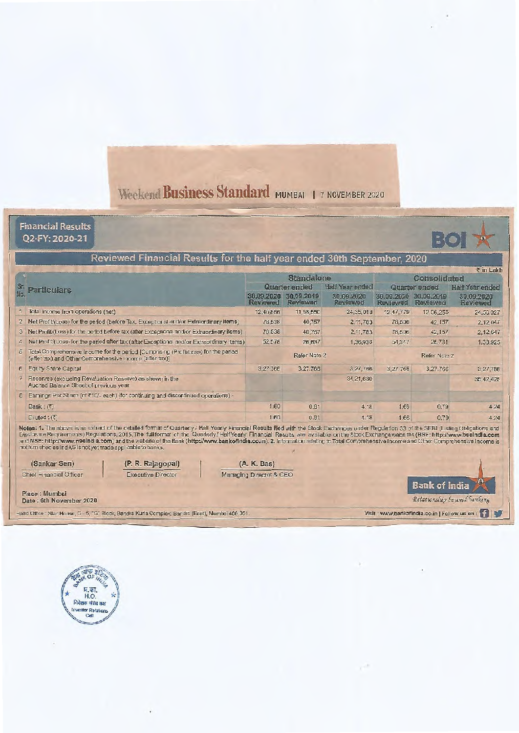Weekend Business Standard MUMBAI | 7 NOVEMBER 2020

**Financial Results Q2-FY: 2020-21**

BOI

## Reviewed Financial Results for the half year ended 30th September, 2020

₹ in Lakh

| Sr. No. | Particulars | Standalone | | | Consolidated | | |
|---|---|---|---|---|---|---|---|
| | | Quarter ended | | Half Year ended | Quarter ended | | Half Year ended |
| | | 30.09.2020 Reviewed | 30.09.2019 Reviewed | 30.09.2020 Reviewed | 30.09.2020 Reviewed | 30.09.2019 Reviewed | 30.09.2020 Reviewed |
| 1 | Total income from operations (net) | 12,40,866 | 11,98,550 | 24,35,018 | 12,47,779 | 12,06,255 | 24,50,027 |
| 2 | Net Profit/(Loss) for the period (before Tax, Exceptional and/or Extraordinary items) | 78,538 | 40,757 | 2,11,763 | 78,506 | 42,157 | 2,12,647 |
| 3 | Net Profit/(Loss) for the period before tax (after Exceptional and/or Extraordinary items) | 78,538 | 40,757 | 2,11,763 | 78,506 | 42,157 | 2,12,647 |
| 4 | Net Profit/(Loss) for the period after tax (after Exceptional and/or Extraordinary items) | 52,576 | 26,637 | 1,36,938 | 54,347 | 25,731 | 1,38,925 |
| 5 | Total Comprehensive Income for the period [Comprising (Profit/Loss) for the period (after tax) and Other Comprehensive Income (after tax)] | Refer Note 2 | | | Refer Note 2 | | |
| 6 | Equity Share Capital | 3,27,766 | 3,27,766 | 3,27,766 | 3,27,766 | 3,27,766 | 3,27,766 |
| 7 | Reserves (excluding Revaluation Reserve) as shown in the Audited Balance Sheet of previous year | | | 34,21,630 | | | 35,42,425 |
| 8 | Earnings Per Share (of ₹10/- each) (for continuing and discontinued operations) - | | | | | | |
| | Basic : (₹) | 1.60 | 0.81 | 4.18 | 1.66 | 0.79 | 4.24 |
| | Diluted : (₹) | 1.60 | 0.81 | 4.18 | 1.66 | 0.79 | 4.24 |

**Notes: 1.** The above is an extract of the detailed format of Quarterly / Half Yearly Financial Results filed with the Stock Exchanges under Regulation 33 of the SEBI (Listing Obligations and Disclosure Requirements) Regulations, 2015. The full format of the Quarterly / Half Yearly Financial Results are available on the Stock Exchange websites (BSE: http://www.bseindia.com and NSE: http://www.nseindia.com) and the website of the Bank (https://www.bankofindia.co.in). **2.** Information relating to Total Comprehensive Income and Other Comprehensive Income is not furnished as Ind AS is not yet made applicable to banks.

| (Sankar Sen) | (P. R. Rajagopal) | (A. K. Das) |
|---|---|---|
| Chief Financial Officer | Executive Director | Managing Director & CEO |

Place : Mumbai
Date : 6th November 2020

Bank of India
*Relationship beyond banking*

Head Office : Star House, C - 5, "G" Block, Bandra Kurla Complex, Bandra (East), Mumbai 400 051.

Visit : www.bankofindia.co.in | Follow us on :